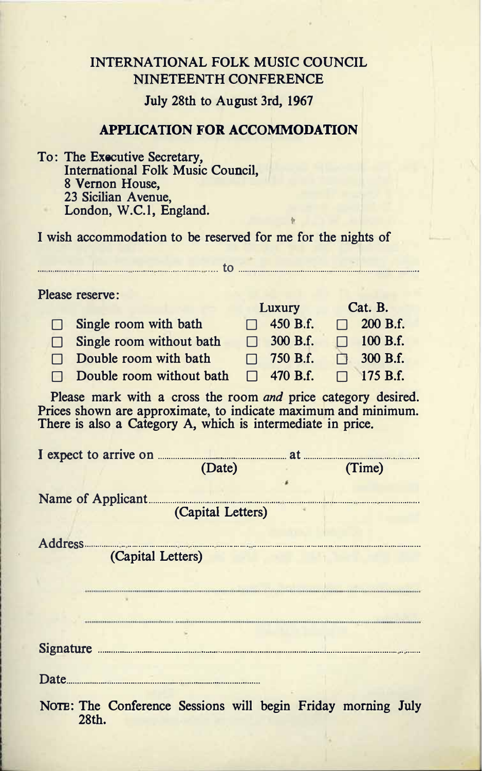# INTERNATIONAL FOLK MUSIC COUNCIL
## NINETEENTH CONFERENCE

**July 28th to August 3rd, 1967**

## APPLICATION FOR ACCOMMODATION

To: The Executive Secretary,
International Folk Music Council,
8 Vernon House,
23 Sicilian Avenue,
London, W.C.1, England.

I wish accommodation to be reserved for me for the nights of

.................................................... to ....................................................

Please reserve:

| | Luxury | Cat. B. |
|---|---|---|
| ☐ Single room with bath | ☐ 450 B.f. | ☐ 200 B.f. |
| ☐ Single room without bath | ☐ 300 B.f. | ☐ 100 B.f. |
| ☐ Double room with bath | ☐ 750 B.f. | ☐ 300 B.f. |
| ☐ Double room without bath | ☐ 470 B.f. | ☐ 175 B.f. |

Please mark with a cross the room *and* price category desired. Prices shown are approximate, to indicate maximum and minimum. There is also a Category A, which is intermediate in price.

I expect to arrive on ........................................ at ........................................
(Date) (Time)

Name of Applicant ........................................................................................
(Capital Letters)

Address ........................................................................................
(Capital Letters)

........................................................................................

........................................................................................

Signature ........................................................................................

Date ........................................

NOTE: The Conference Sessions will begin Friday morning July 28th.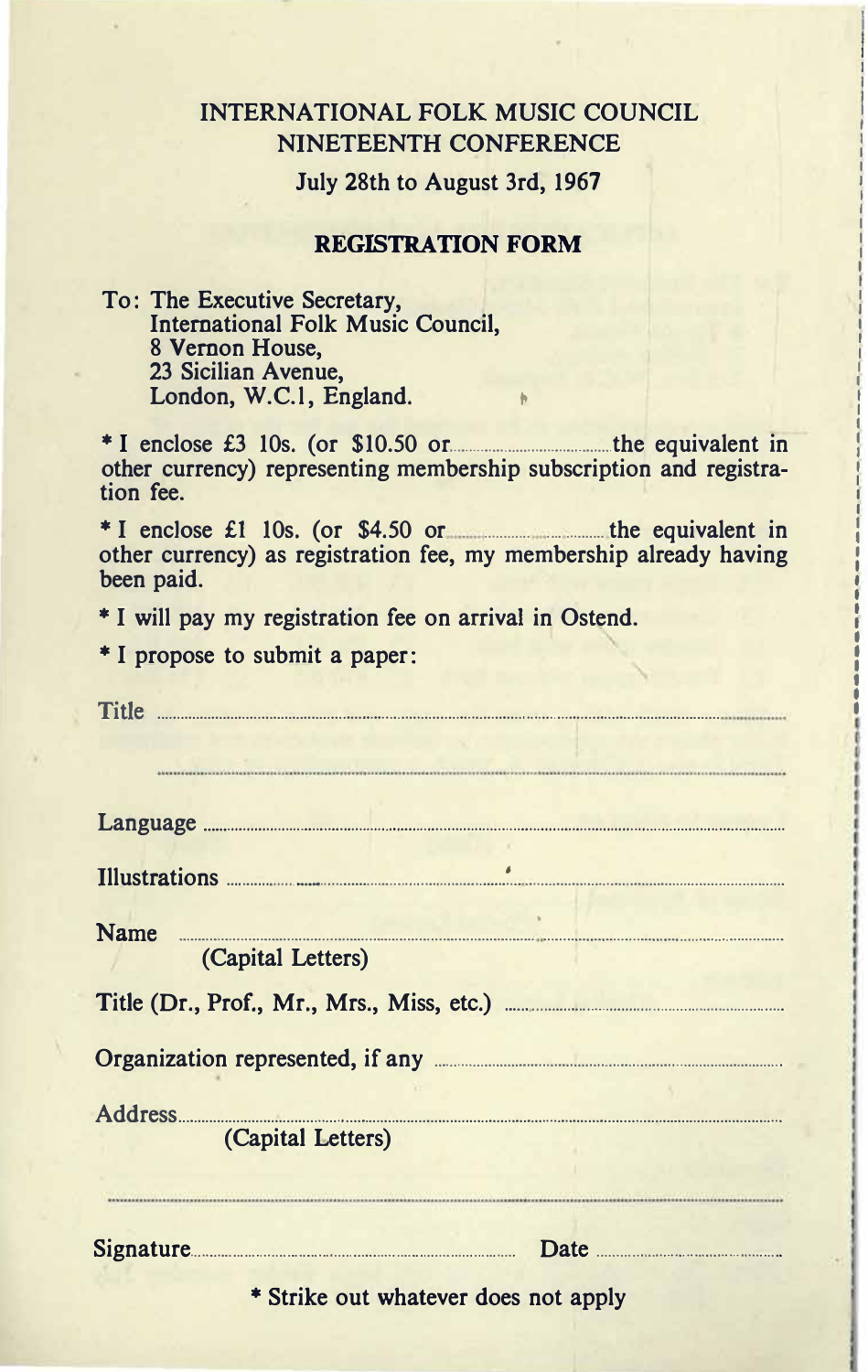INTERNATIONAL FOLK MUSIC COUNCIL
NINETEENTH CONFERENCE

July 28th to August 3rd, 1967

## REGISTRATION FORM

To: The Executive Secretary,
International Folk Music Council,
8 Vernon House,
23 Sicilian Avenue,
London, W.C.1, England.

* I enclose £3 10s. (or $10.50 or .................................. the equivalent in other currency) representing membership subscription and registration fee.

* I enclose £1 10s. (or $4.50 or .................................. the equivalent in other currency) as registration fee, my membership already having been paid.

* I will pay my registration fee on arrival in Ostend.

* I propose to submit a paper:

Title ..................................................................................................................

..........................................................................................................................

Language ..........................................................................................................

Illustrations ......................................................................................................

Name ..................................................................................................................
(Capital Letters)

Title (Dr., Prof., Mr., Mrs., Miss, etc.) ..........................................................

Organization represented, if any ....................................................................

Address..............................................................................................................
(Capital Letters)

..........................................................................................................................

Signature.................................................................... Date ..............................

* Strike out whatever does not apply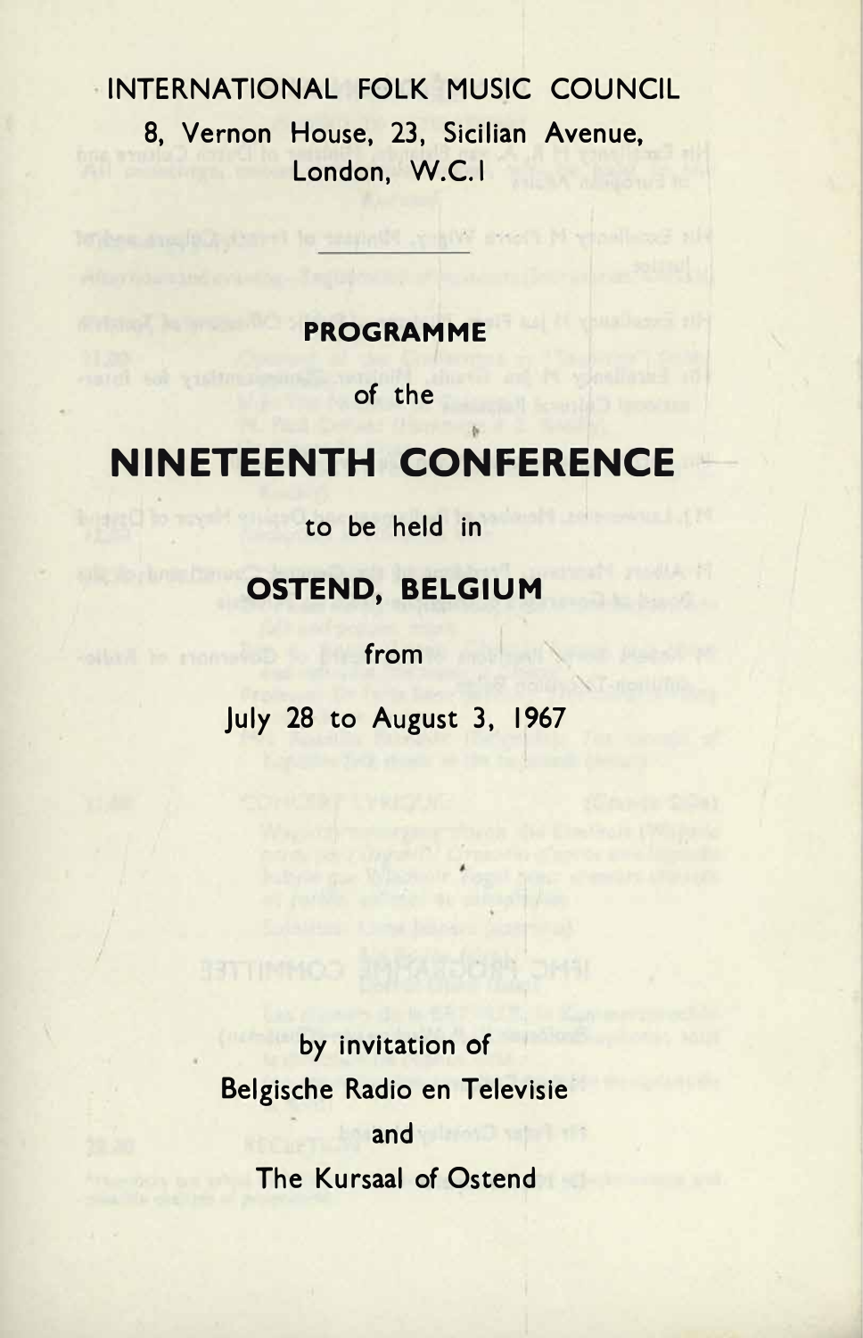INTERNATIONAL FOLK MUSIC COUNCIL

8, Vernon House, 23, Sicilian Avenue,
London, W.C.1

**PROGRAMME**

of the

# NINETEENTH CONFERENCE

to be held in

**OSTEND, BELGIUM**

from

July 28 to August 3, 1967

by invitation of

Belgische Radio en Televisie

and

The Kursaal of Ostend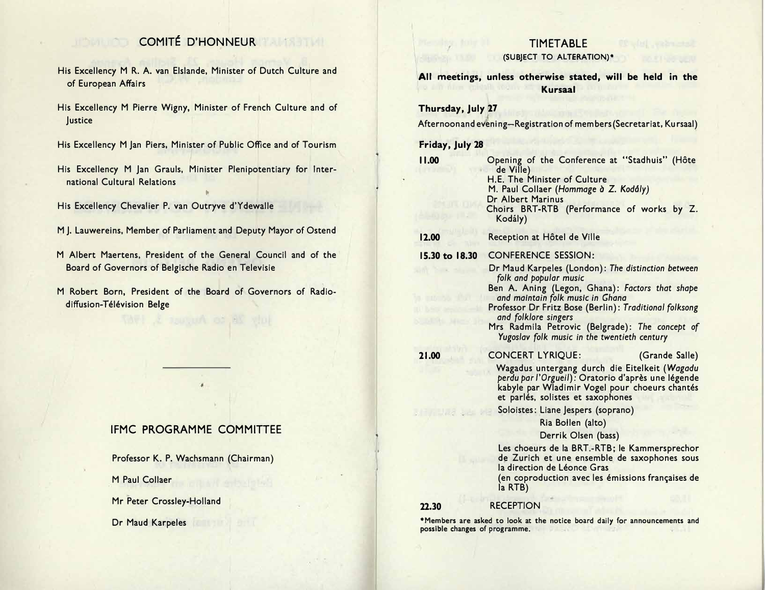## COMITÉ D'HONNEUR

His Excellency M R. A. van Elslande, Minister of Dutch Culture and of European Affairs

His Excellency M Pierre Wigny, Minister of French Culture and of Justice

His Excellency M Jan Piers, Minister of Public Office and of Tourism

His Excellency M Jan Grauls, Minister Plenipotentiary for International Cultural Relations

His Excellency Chevalier P. van Outryve d'Ydewalle

M J. Lauwereins, Member of Parliament and Deputy Mayor of Ostend

M Albert Maertens, President of the General Council and of the Board of Governors of Belgische Radio en Televisie

M Robert Born, President of the Board of Governors of Radiodiffusion-Télévision Belge

## IFMC PROGRAMME COMMITTEE

Professor K. P. Wachsmann (Chairman)

M Paul Collaer

Mr Peter Crossley-Holland

Dr Maud Karpeles

## TIMETABLE

(SUBJECT TO ALTERATION)*

**All meetings, unless otherwise stated, will be held in the Kursaal**

**Thursday, July 27**

Afternoon and evening—Registration of members (Secretariat, Kursaal)

**Friday, July 28**

**11.00** Opening of the Conference at "Stadhuis" (Hôtel de Ville)
H.E. The Minister of Culture
M. Paul Collaer (*Hommage à Z. Kodály*)
Dr Albert Marinus
Choirs BRT-RTB (Performance of works by Z. Kodály)

**12.00** Reception at Hôtel de Ville

**15.30 to 18.30** CONFERENCE SESSION:
Dr Maud Karpeles (London): *The distinction between folk and popular music*
Ben A. Aning (Legon, Ghana): *Factors that shape and maintain folk music in Ghana*
Professor Dr Fritz Bose (Berlin): *Traditional folksong and folklore singers*
Mrs Radmila Petrovic (Belgrade): *The concept of Yugoslav folk music in the twentieth century*

**21.00** CONCERT LYRIQUE: (Grande Salle)
Wagadus untergang durch die Eitelkeit (*Wagadu perdu par l'Orgueil*): Oratorio d'après une légende kabyle par Wladimir Vogel pour choeurs chantés et parlés, solistes et saxophones
Soloistes: Liane Jespers (soprano)
Ria Bollen (alto)
Derrik Olsen (bass)
Les choeurs de la BRT.-RTB; le Kammersprechor de Zurich et une ensemble de saxophones sous la direction de Léonce Gras
(en coproduction avec les émissions françaises de la RTB)

**22.30** RECEPTION

*Members are asked to look at the notice board daily for announcements and possible changes of programme.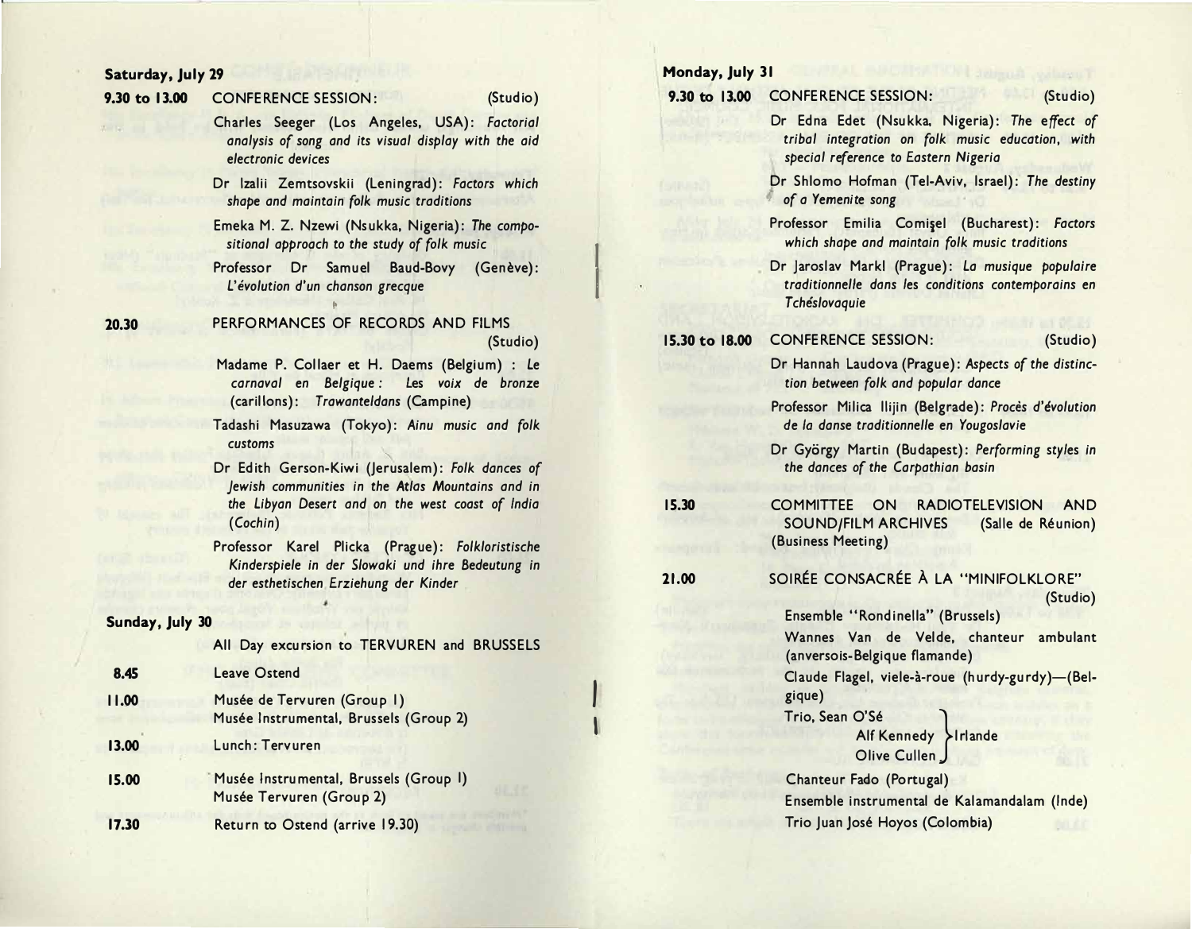## Saturday, July 29

**9.30 to 13.00** CONFERENCE SESSION: (Studio)

Charles Seeger (Los Angeles, USA): *Factorial analysis of song and its visual display with the aid electronic devices*

Dr Izalii Zemtsovskii (Leningrad): *Factors which shape and maintain folk music traditions*

Emeka M. Z. Nzewi (Nsukka, Nigeria): *The compositional approach to the study of folk music*

Professor Dr Samuel Baud-Bovy (Genève): *L'évolution d'un chanson grecque*

**20.30** PERFORMANCES OF RECORDS AND FILMS (Studio)

Madame P. Collaer et H. Daems (Belgium) : *Le carnaval en Belgique* : *Les voix de bronze* (carillons): *Trawanteldans* (Campine)

Tadashi Masuzawa (Tokyo): *Ainu music and folk customs*

Dr Edith Gerson-Kiwi (Jerusalem): *Folk dances of Jewish communities in the Atlas Mountains and in the Libyan Desert and on the west coast of India (Cochin)*

Professor Karel Plicka (Prague): *Folkloristische Kinderspiele in der Slowaki und ihre Bedeutung in der esthetischen Erziehung der Kinder*

## Sunday, July 30

All Day excursion to TERVUREN and BRUSSELS

**8.45** Leave Ostend

**11.00** Musée de Tervuren (Group 1)
Musée Instrumental, Brussels (Group 2)

**13.00** Lunch: Tervuren

**15.00** Musée Instrumental, Brussels (Group 1)
Musée Tervuren (Group 2)

**17.30** Return to Ostend (arrive 19.30)

## Monday, July 31

**9.30 to 13.00** CONFERENCE SESSION: (Studio)

Dr Edna Edet (Nsukka, Nigeria): *The effect of tribal integration on folk music education, with special reference to Eastern Nigeria*

Dr Shlomo Hofman (Tel-Aviv, Israel): *The destiny of a Yemenite song*

Professor Emilia Comişel (Bucharest): *Factors which shape and maintain folk music traditions*

Dr Jaroslav Markl (Prague): *La musique populaire traditionnelle dans les conditions contemporains en Tchéslovaquie*

**15.30 to 18.00** CONFERENCE SESSION: (Studio)

Dr Hannah Laudova (Prague): *Aspects of the distinction between folk and popular dance*

Professor Milica Ilijin (Belgrade): *Procès d'évolution de la danse traditionnelle en Yougoslavie*

Dr György Martin (Budapest): *Performing styles in the dances of the Carpathian basin*

**15.30** COMMITTEE ON RADIOTELEVISION AND SOUND/FILM ARCHIVES (Salle de Réunion) (Business Meeting)

**21.00** SOIRÉE CONSACRÉE À LA "MINIFOLKLORE" (Studio)

Ensemble "Rondinella" (Brussels)

Wannes Van de Velde, chanteur ambulant (anversois-Belgique flamande)

Claude Flagel, viele-à-roue (hurdy-gurdy)—(Belgique)

Trio, Sean O'Sé
Alf Kennedy } Irlande
Olive Cullen

Chanteur Fado (Portugal)

Ensemble instrumental de Kalamandalam (Inde)

Trio Juan José Hoyos (Colombia)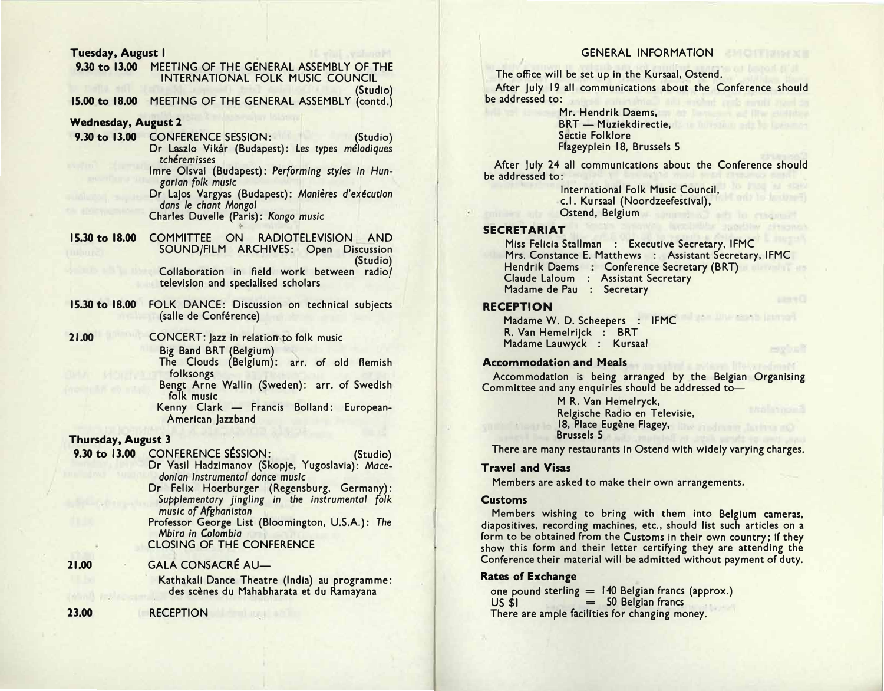**Tuesday, August 1**

**9.30 to 13.00** MEETING OF THE GENERAL ASSEMBLY OF THE INTERNATIONAL FOLK MUSIC COUNCIL (Studio)

**15.00 to 18.00** MEETING OF THE GENERAL ASSEMBLY (contd.)

**Wednesday, August 2**

**9.30 to 13.00** CONFERENCE SESSION: (Studio)

Dr Laszlo Vikár (Budapest): *Les types mélodiques tchéremisses*

Imre Olsvai (Budapest): *Performing styles in Hungarian folk music*

Dr Lajos Vargyas (Budapest): *Manières d'exécution dans le chant Mongol*

Charles Duvelle (Paris): *Kongo music*

**15.30 to 18.00** COMMITTEE ON RADIOTELEVISION AND SOUND/FILM ARCHIVES: Open Discussion (Studio)

Collaboration in field work between radio/television and specialised scholars

**15.30 to 18.00** FOLK DANCE: Discussion on technical subjects (salle de Conférence)

**21.00** CONCERT: Jazz in relation to folk music

Big Band BRT (Belgium)

The Clouds (Belgium): arr. of old flemish folksongs

Bengt Arne Wallin (Sweden): arr. of Swedish folk music

Kenny Clark — Francis Bolland: European-American Jazzband

**Thursday, August 3**

**9.30 to 13.00** CONFERENCE SÉSSION: (Studio)

Dr Vasil Hadzimanov (Skopje, Yugoslavia): *Macedonian instrumental dance music*

Dr Felix Hoerburger (Regensburg, Germany): *Supplementary jingling in the instrumental folk music of Afghanistan*

Professor George List (Bloomington, U.S.A.): *The Mbira in Colombia*

CLOSING OF THE CONFERENCE

**21.00** GALA CONSACRÉ AU—

Kathakali Dance Theatre (India) au programme: des scènes du Mahabharata et du Ramayana

**23.00** RECEPTION

GENERAL INFORMATION

The office will be set up in the Kursaal, Ostend.

After July 19 all communications about the Conference should be addressed to:

Mr. Hendrik Daems,
BRT — Muziekdirectie,
Sectie Folklore
Flageyplein 18, Brussels 5

After July 24 all communications about the Conference should be addressed to:

International Folk Music Council,
c.l. Kursaal (Noordzeefestival),
Ostend, Belgium

## SECRETARIAT

Miss Felicia Stallman : Executive Secretary, IFMC
Mrs. Constance E. Matthews : Assistant Secretary, IFMC
Hendrik Daems : Conference Secretary (BRT)
Claude Laloum : Assistant Secretary
Madame de Pau : Secretary

## RECEPTION

Madame W. D. Scheepers : IFMC
R. Van Hemelrijck : BRT
Madame Lauwyck : Kursaal

### Accommodation and Meals

Accommodation is being arranged by the Belgian Organising Committee and any enquiries should be addressed to—

M R. Van Hemelryck,
Relgische Radio en Televisie,
18, Place Eugène Flagey,
Brussels 5

There are many restaurants in Ostend with widely varying charges.

### Travel and Visas

Members are asked to make their own arrangements.

### Customs

Members wishing to bring with them into Belgium cameras, diapositives, recording machines, etc., should list such articles on a form to be obtained from the Customs in their own country; if they show this form and their letter certifying they are attending the Conference their material will be admitted without payment of duty.

### Rates of Exchange

one pound sterling = 140 Belgian francs (approx.)
US $1 = 50 Belgian francs

There are ample facilities for changing money.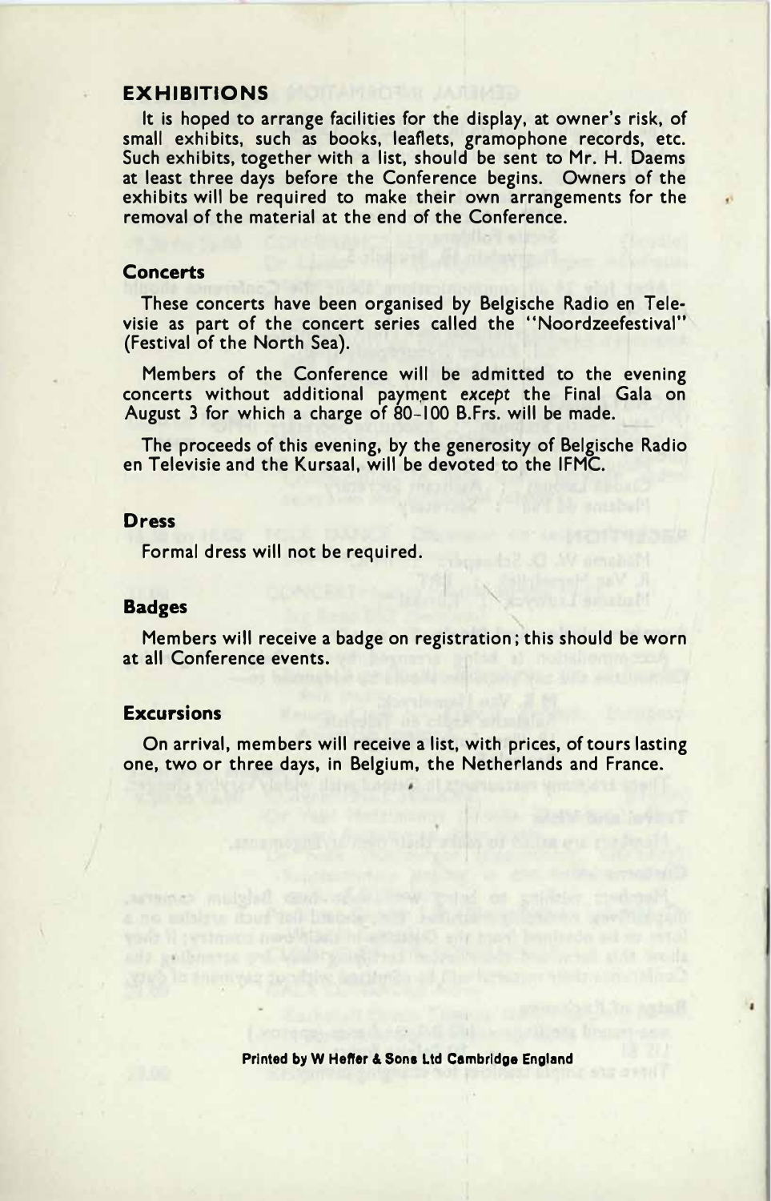## EXHIBITIONS

It is hoped to arrange facilities for the display, at owner's risk, of small exhibits, such as books, leaflets, gramophone records, etc. Such exhibits, together with a list, should be sent to Mr. H. Daems at least three days before the Conference begins. Owners of the exhibits will be required to make their own arrangements for the removal of the material at the end of the Conference.

### Concerts

These concerts have been organised by Belgische Radio en Televisie as part of the concert series called the "Noordzeefestival" (Festival of the North Sea).

Members of the Conference will be admitted to the evening concerts without additional payment *except* the Final Gala on August 3 for which a charge of 80-100 B.Frs. will be made.

The proceeds of this evening, by the generosity of Belgische Radio en Televisie and the Kursaal, will be devoted to the IFMC.

### Dress

Formal dress will not be required.

### Badges

Members will receive a badge on registration; this should be worn at all Conference events.

### Excursions

On arrival, members will receive a list, with prices, of tours lasting one, two or three days, in Belgium, the Netherlands and France.

Printed by W Heffer & Sons Ltd Cambridge England